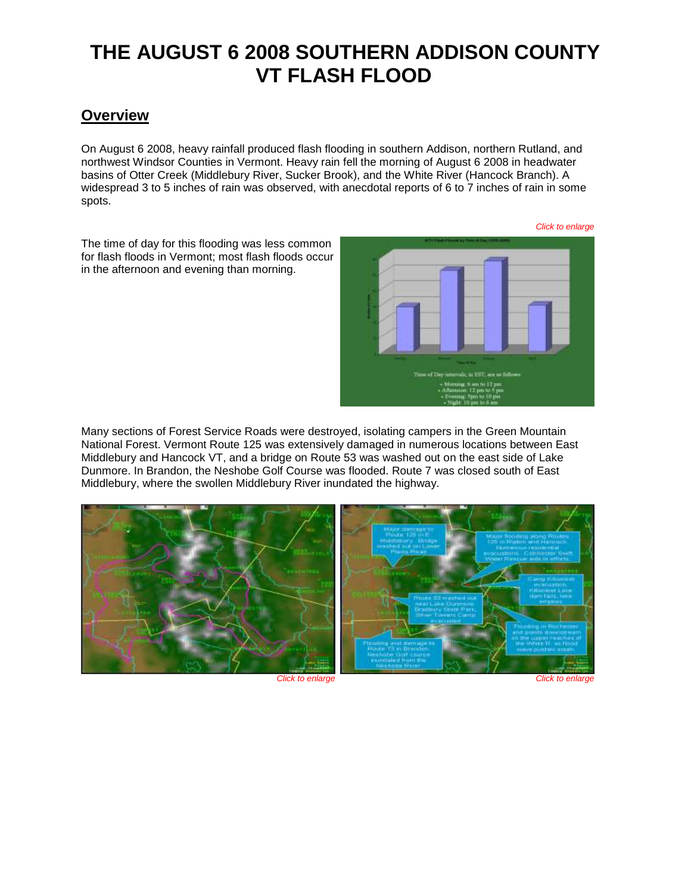# THE AUGUST 6 2008 SOUTHERN ADDISON COUNTY VT FLASH FLOOD

## Overview

On August 6 2008, heavy rainfall produced flash flooding in southern Addison, northern Rutland, and northwest Windsor Counties in Vermont. Heavy rain fell the morning of August 6 2008 in headwater basins of Otter Creek (Middlebury River, Sucker Brook), and the White River (Hancock Branch). A widespread 3 to 5 inches of rain was observed, with anecdotal reports of 6 to 7 inches of rain in some spots.

*Click to enlarge*

The time of day for this flooding was less common for flash floods in Vermont; most flash floods occur in the afternoon and evening than morning.

Many sections of Forest Service Roads were destroyed, isolating campers in the Green Mountain National Forest. Vermont Route 125 was extensively damaged in numerous locations between East Middlebury and Hancock VT, and a bridge on Route 53 was washed out on the east side of Lake Dunmore. In Brandon, the Neshobe Golf Course was flooded. Route 7 was closed south of East Middlebury, where the swollen Middlebury River inundated the highway.

*Click to enlarge* *Click to enlarge*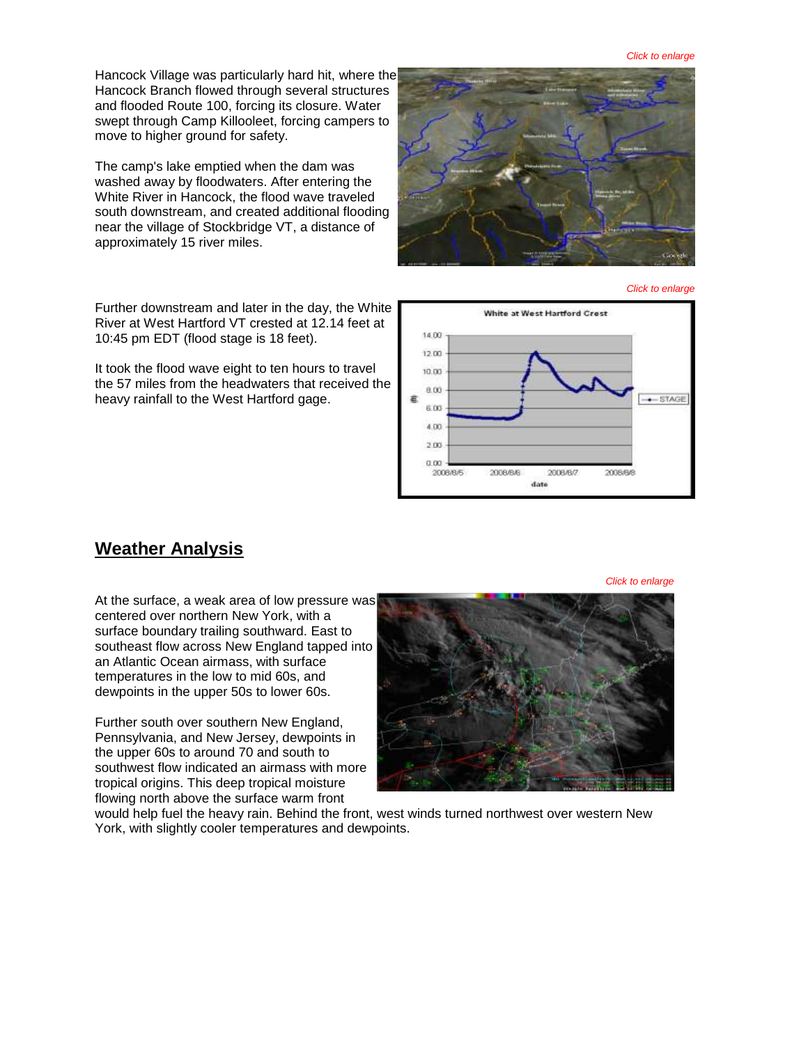*Click to enlarge*

Hancock Village was particularly hard hit, where the Hancock Branch flowed through several structures and flooded Route 100, forcing its closure. Water swept through Camp Killooleet, forcing campers to move to higher ground for safety.

The camp's lake emptied when the dam was washed away by floodwaters. After entering the White River in Hancock, the flood wave traveled south downstream, and created additional flooding near the village of Stockbridge VT, a distance of approximately 15 river miles.

*Click to enlarge*

Further downstream and later in the day, the White River at West Hartford VT crested at 12.14 feet at 10:45 pm EDT (flood stage is 18 feet).

It took the flood wave eight to ten hours to travel the 57 miles from the headwaters that received the heavy rainfall to the West Hartford gage.

## Weather Analysis

*Click to enlarge*

At the surface, a weak area of low pressure was centered over northern New York, with a surface boundary trailing southward. East to southeast flow across New England tapped into an Atlantic Ocean airmass, with surface temperatures in the low to mid 60s, and dewpoints in the upper 50s to lower 60s.

Further south over southern New England, Pennsylvania, and New Jersey, dewpoints in the upper 60s to around 70 and south to southwest flow indicated an airmass with more tropical origins. This deep tropical moisture flowing north above the surface warm front would help fuel the heavy rain. Behind the front, west winds turned northwest over western New York, with slightly cooler temperatures and dewpoints.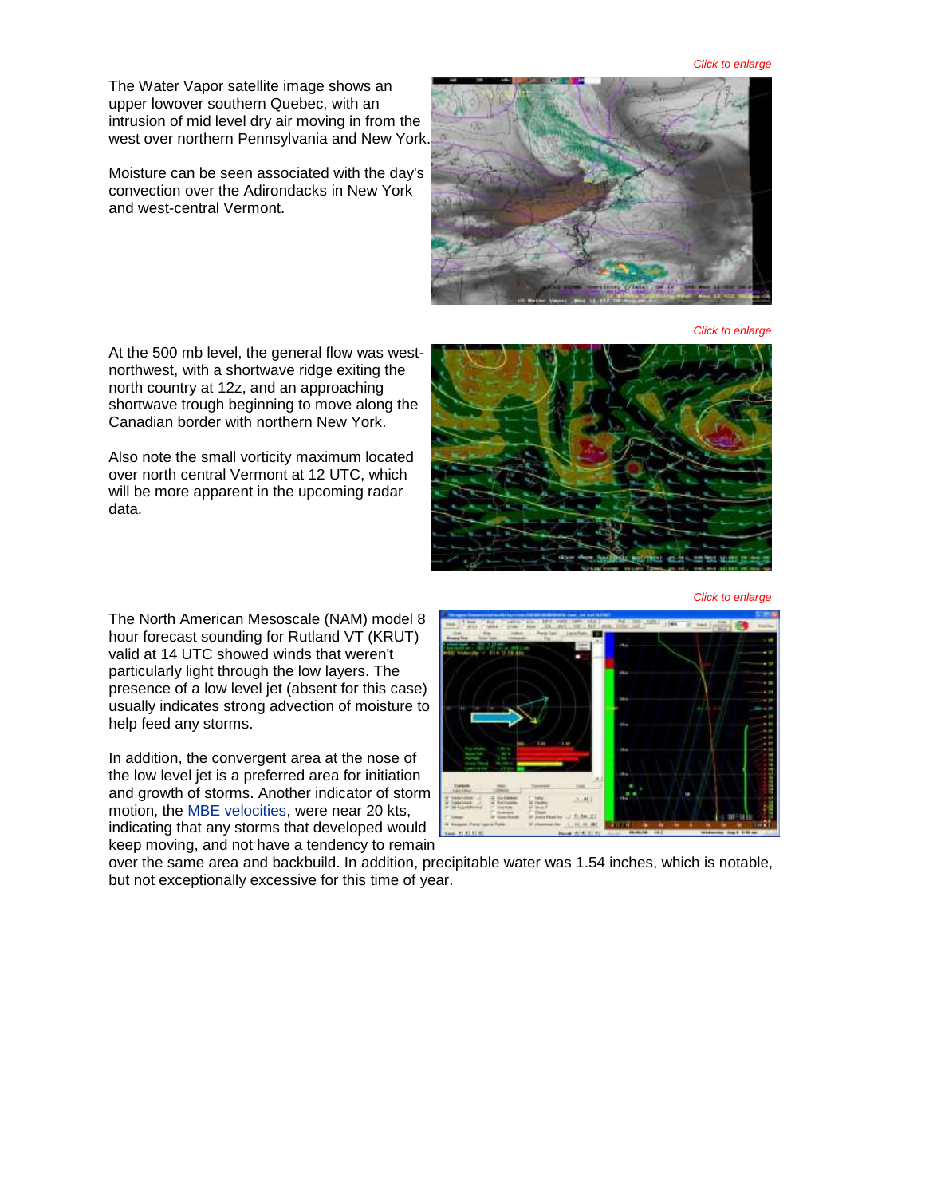*Click to enlarge*

The Water Vapor satellite image shows an upper lowover southern Quebec, with an intrusion of mid level dry air moving in from the west over northern Pennsylvania and New York.

Moisture can be seen associated with the day's convection over the Adirondacks in New York and west-central Vermont.

*Click to enlarge*

At the 500 mb level, the general flow was west-northwest, with a shortwave ridge exiting the north country at 12z, and an approaching shortwave trough beginning to move along the Canadian border with northern New York.

Also note the small vorticity maximum located over north central Vermont at 12 UTC, which will be more apparent in the upcoming radar data.

*Click to enlarge*

The North American Mesoscale (NAM) model 8 hour forecast sounding for Rutland VT (KRUT) valid at 14 UTC showed winds that weren't particularly light through the low layers. The presence of a low level jet (absent for this case) usually indicates strong advection of moisture to help feed any storms.

In addition, the convergent area at the nose of the low level jet is a preferred area for initiation and growth of storms. Another indicator of storm motion, the MBE velocities, were near 20 kts, indicating that any storms that developed would keep moving, and not have a tendency to remain over the same area and backbuild. In addition, precipitable water was 1.54 inches, which is notable, but not exceptionally excessive for this time of year.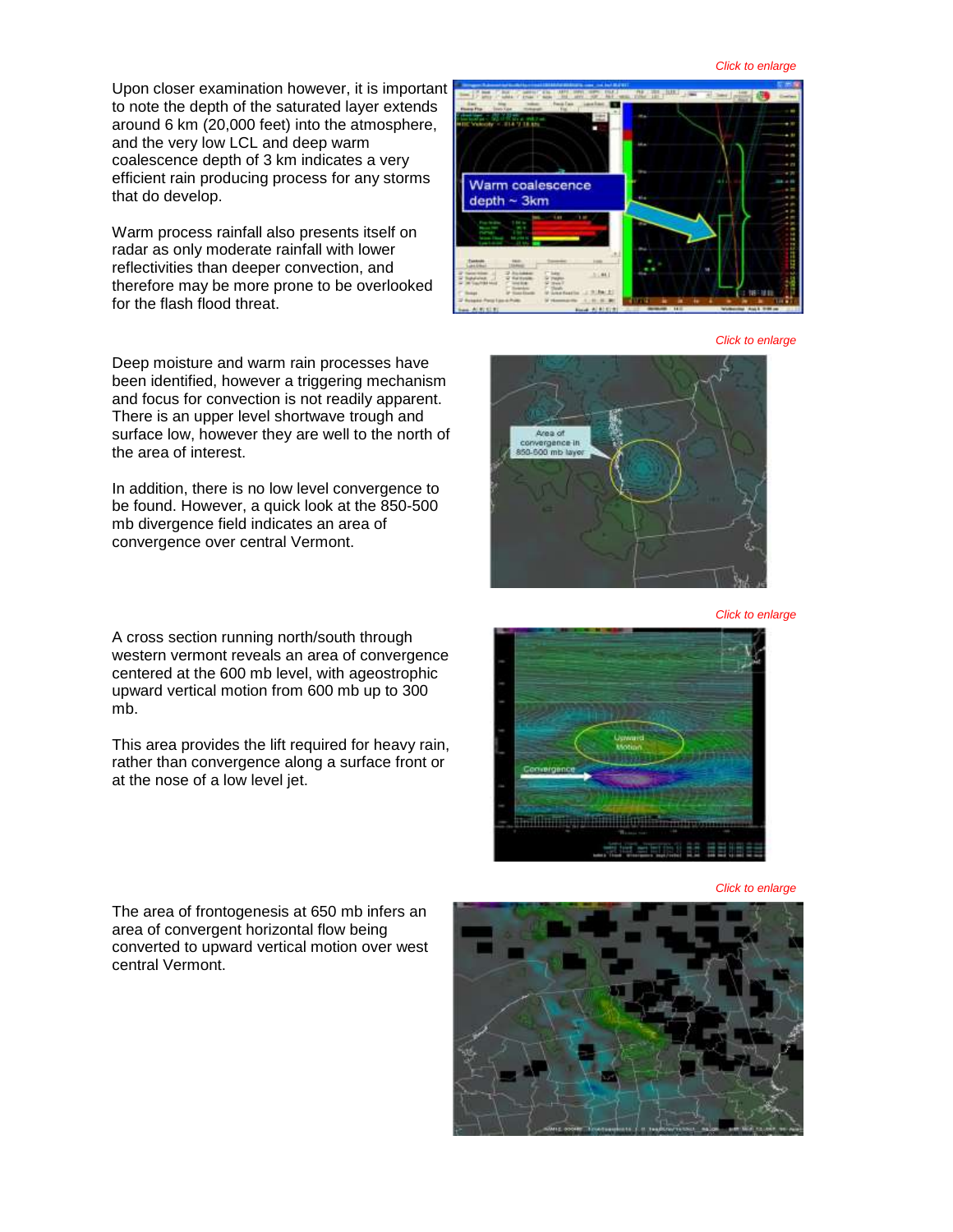Upon closer examination however, it is important to note the depth of the saturated layer extends around 6 km (20,000 feet) into the atmosphere, and the very low LCL and deep warm coalescence depth of 3 km indicates a very efficient rain producing process for any storms that do develop.

Warm process rainfall also presents itself on radar as only moderate rainfall with lower reflectivities than deeper convection, and therefore may be more prone to be overlooked for the flash flood threat.

*Click to enlarge*

Deep moisture and warm rain processes have been identified, however a triggering mechanism and focus for convection is not readily apparent. There is an upper level shortwave trough and surface low, however they are well to the north of the area of interest.

In addition, there is no low level convergence to be found. However, a quick look at the 850-500 mb divergence field indicates an area of convergence over central Vermont.

*Click to enlarge*

A cross section running north/south through western vermont reveals an area of convergence centered at the 600 mb level, with ageostrophic upward vertical motion from 600 mb up to 300 mb.

This area provides the lift required for heavy rain, rather than convergence along a surface front or at the nose of a low level jet.

*Click to enlarge*

The area of frontogenesis at 650 mb infers an area of convergent horizontal flow being converted to upward vertical motion over west central Vermont.

*Click to enlarge*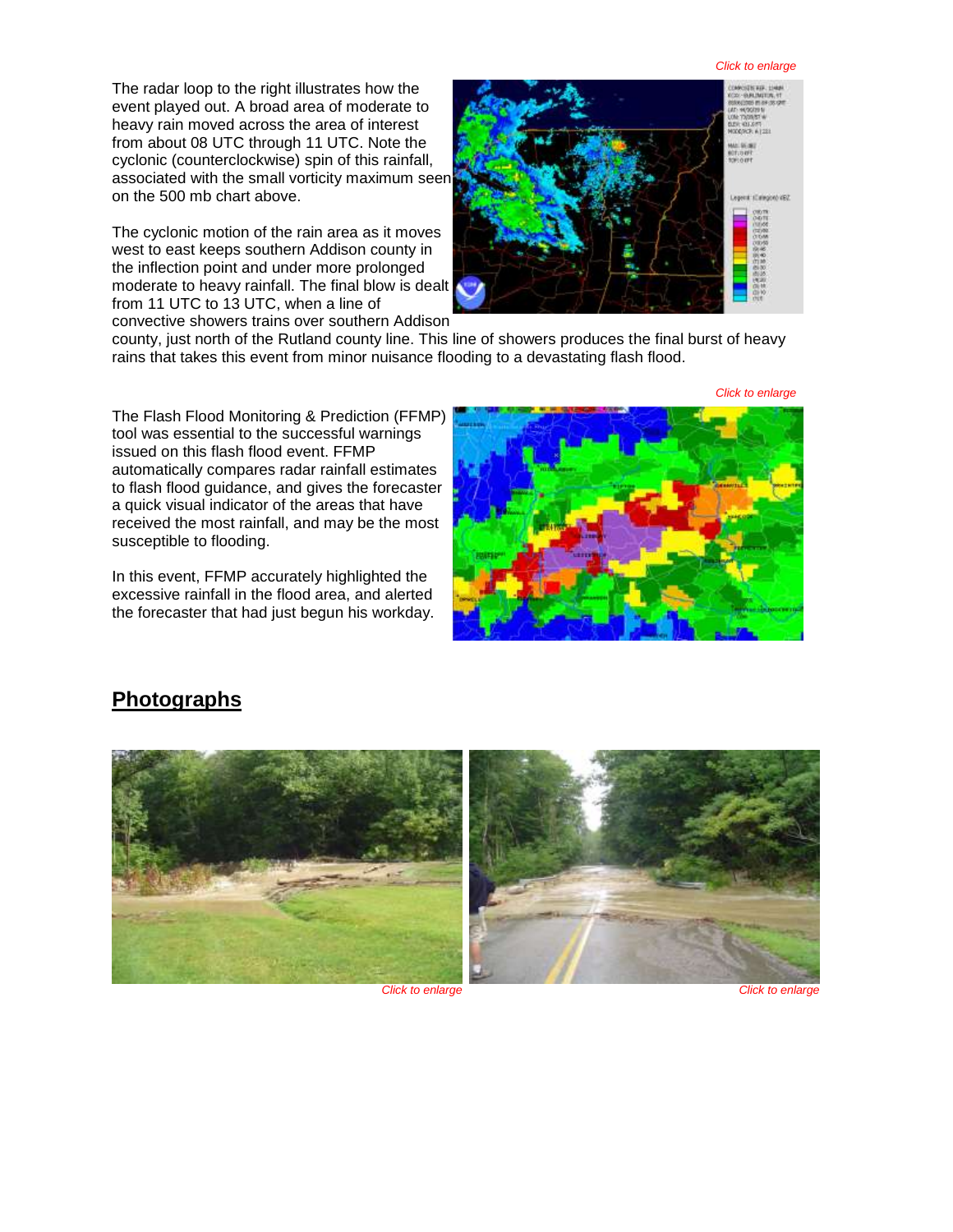*Click to enlarge*

The radar loop to the right illustrates how the event played out. A broad area of moderate to heavy rain moved across the area of interest from about 08 UTC through 11 UTC. Note the cyclonic (counterclockwise) spin of this rainfall, associated with the small vorticity maximum seen on the 500 mb chart above.

The cyclonic motion of the rain area as it moves west to east keeps southern Addison county in the inflection point and under more prolonged moderate to heavy rainfall. The final blow is dealt from 11 UTC to 13 UTC, when a line of convective showers trains over southern Addison county, just north of the Rutland county line. This line of showers produces the final burst of heavy rains that takes this event from minor nuisance flooding to a devastating flash flood.

*Click to enlarge*

The Flash Flood Monitoring & Prediction (FFMP) tool was essential to the successful warnings issued on this flash flood event. FFMP automatically compares radar rainfall estimates to flash flood guidance, and gives the forecaster a quick visual indicator of the areas that have received the most rainfall, and may be the most susceptible to flooding.

In this event, FFMP accurately highlighted the excessive rainfall in the flood area, and alerted the forecaster that had just begun his workday.

## Photographs

*Click to enlarge*

*Click to enlarge*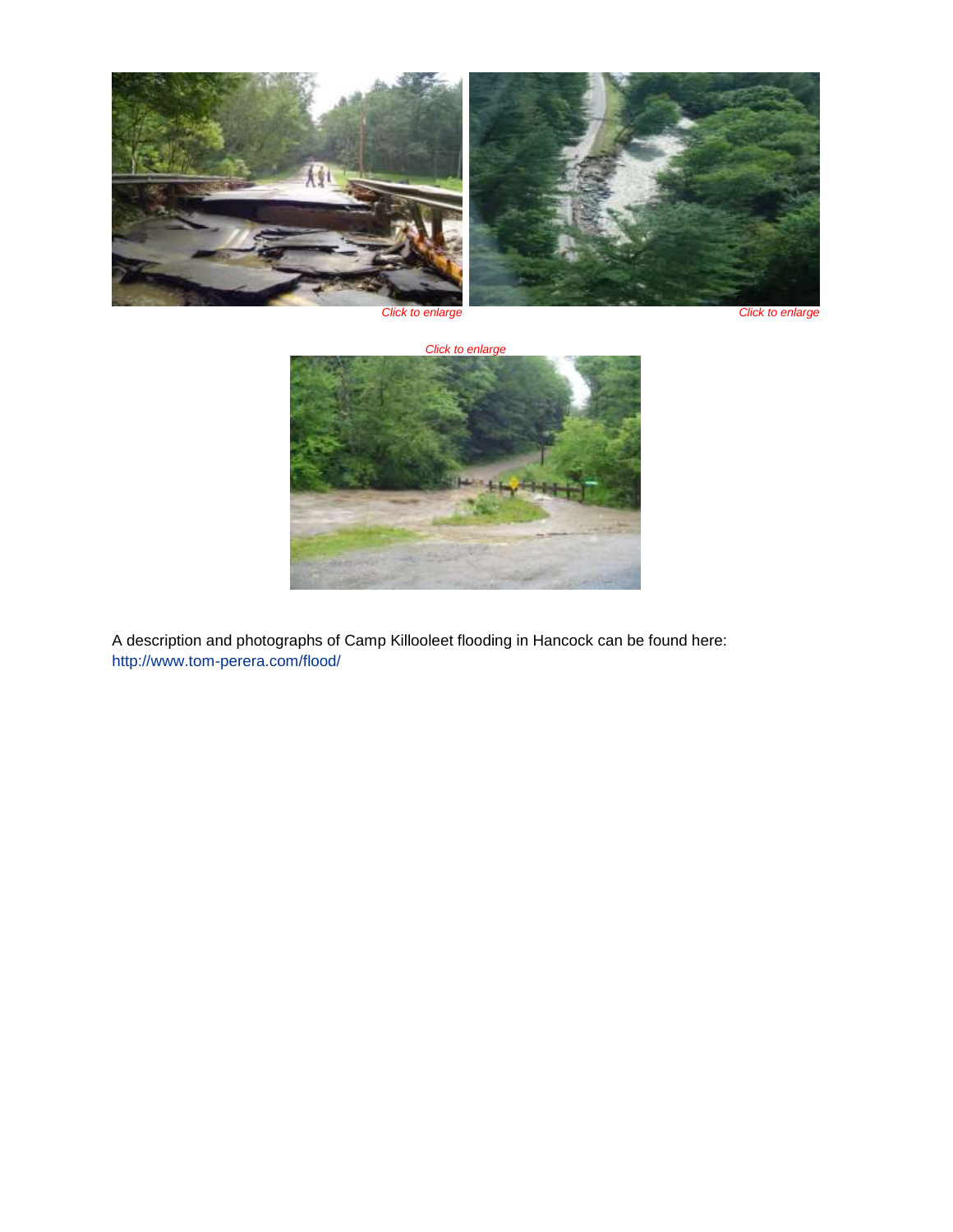Click to enlarge

Click to enlarge

Click to enlarge

A description and photographs of Camp Killooleet flooding in Hancock can be found here:
http://www.tom-perera.com/flood/